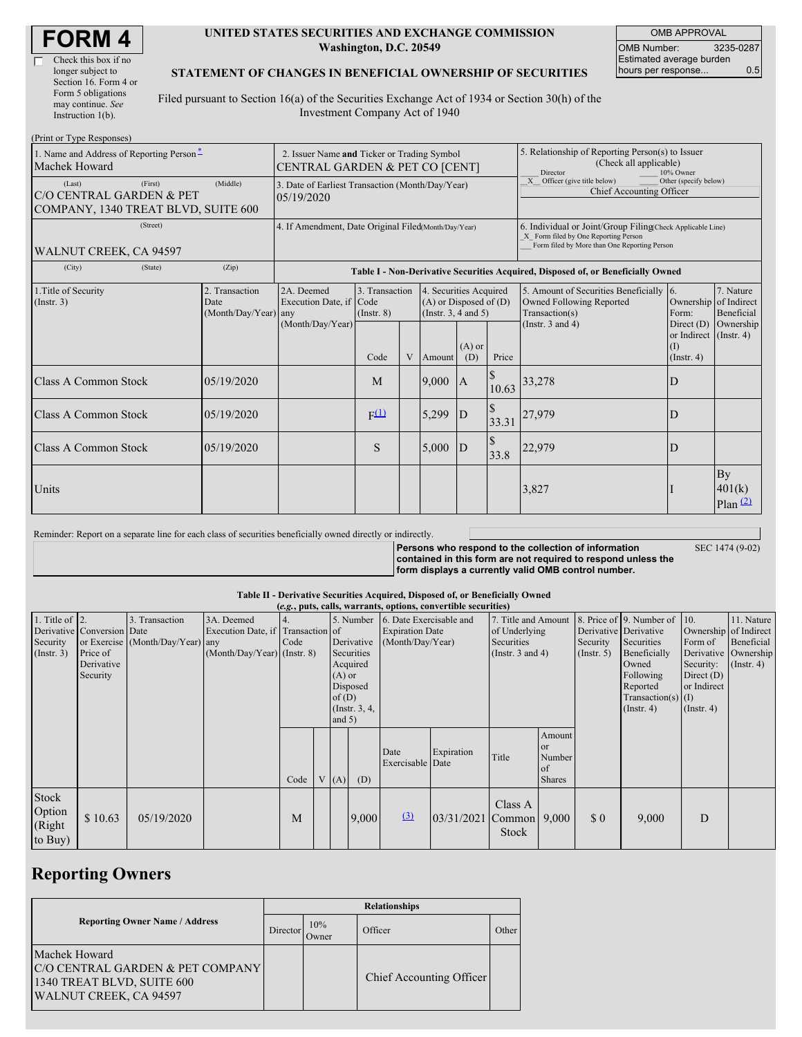# FORM 4

☐ Check this box if no longer subject to Section 16. Form 4 or Form 5 obligations may continue. *See* Instruction 1(b).

**UNITED STATES SECURITIES AND EXCHANGE COMMISSION**
**Washington, D.C. 20549**

**STATEMENT OF CHANGES IN BENEFICIAL OWNERSHIP OF SECURITIES**

Filed pursuant to Section 16(a) of the Securities Exchange Act of 1934 or Section 30(h) of the Investment Company Act of 1940

| OMB APPROVAL | |
|---|---|
| OMB Number: | 3235-0287 |
| Estimated average burden hours per response... | 0.5 |

(Print or Type Responses)

| 1. Name and Address of Reporting Person* | 2. Issuer Name and Ticker or Trading Symbol | 5. Relationship of Reporting Person(s) to Issuer (Check all applicable) |
|---|---|---|
| Machek Howard | CENTRAL GARDEN & PET CO [CENT] | ___ Director ___ 10% Owner |
| (Last) (First) (Middle) C/O CENTRAL GARDEN & PET COMPANY, 1340 TREAT BLVD, SUITE 600 | 3. Date of Earliest Transaction (Month/Day/Year) 05/19/2020 | _X_ Officer (give title below) ___ Other (specify below) Chief Accounting Officer |
| (Street) WALNUT CREEK, CA 94597 | 4. If Amendment, Date Original Filed (Month/Day/Year) | 6. Individual or Joint/Group Filing (Check Applicable Line) _X_ Form filed by One Reporting Person ___ Form filed by More than One Reporting Person |
| (City) (State) (Zip) | | |

**Table I - Non-Derivative Securities Acquired, Disposed of, or Beneficially Owned**

| 1.Title of Security (Instr. 3) | 2. Transaction Date (Month/Day/Year) | 2A. Deemed Execution Date, if any (Month/Day/Year) | 3. Transaction Code (Instr. 8) | | 4. Securities Acquired (A) or Disposed of (D) (Instr. 3, 4 and 5) | | | 5. Amount of Securities Beneficially Owned Following Reported Transaction(s) (Instr. 3 and 4) | 6. Ownership Form: Direct (D) or Indirect (I) (Instr. 4) | 7. Nature of Indirect Beneficial Ownership (Instr. 4) |
|---|---|---|---|---|---|---|---|---|---|---|
| | | | Code | V | Amount | (A) or (D) | Price | | | |
| Class A Common Stock | 05/19/2020 | | M | | 9,000 | A | $ 10.63 | 33,278 | D | |
| Class A Common Stock | 05/19/2020 | | F[(1)] | | 5,299 | D | $ 33.31 | 27,979 | D | |
| Class A Common Stock | 05/19/2020 | | S | | 5,000 | D | $ 33.8 | 22,979 | D | |
| Units | | | | | | | | 3,827 | I | By 401(k) Plan [(2)] |

Reminder: Report on a separate line for each class of securities beneficially owned directly or indirectly.

**Persons who respond to the collection of information contained in this form are not required to respond unless the form displays a currently valid OMB control number.**

SEC 1474 (9-02)

**Table II - Derivative Securities Acquired, Disposed of, or Beneficially Owned**
**(*e.g.*, puts, calls, warrants, options, convertible securities)**

| 1. Title of Derivative Security (Instr. 3) | 2. Conversion or Exercise Price of Derivative Security | 3. Transaction Date (Month/Day/Year) | 3A. Deemed Execution Date, if any (Month/Day/Year) | 4. Transaction Code (Instr. 8) | | 5. Number of Derivative Securities Acquired (A) or Disposed of (D) (Instr. 3, 4, and 5) | | 6. Date Exercisable and Expiration Date (Month/Day/Year) | | 7. Title and Amount of Underlying Securities (Instr. 3 and 4) | | 8. Price of Derivative Security (Instr. 5) | 9. Number of Derivative Securities Beneficially Owned Following Reported Transaction(s) (Instr. 4) | 10. Ownership Form of Derivative Security: Direct (D) or Indirect (I) (Instr. 4) | 11. Nature of Indirect Beneficial Ownership (Instr. 4) |
|---|---|---|---|---|---|---|---|---|---|---|---|---|---|---|---|
| | | | | Code | V | (A) | (D) | Date Exercisable | Expiration Date | Title | Amount or Number of Shares | | | | |
| Stock Option (Right to Buy) | $ 10.63 | 05/19/2020 | | M | | | 9,000 | [(3)] | 03/31/2021 | Class A Common Stock | 9,000 | $ 0 | 9,000 | D | |

## Reporting Owners

| Reporting Owner Name / Address | Relationships | | | |
|---|---|---|---|---|
| | Director | 10% Owner | Officer | Other |
| Machek Howard C/O CENTRAL GARDEN & PET COMPANY 1340 TREAT BLVD, SUITE 600 WALNUT CREEK, CA 94597 | | | Chief Accounting Officer | |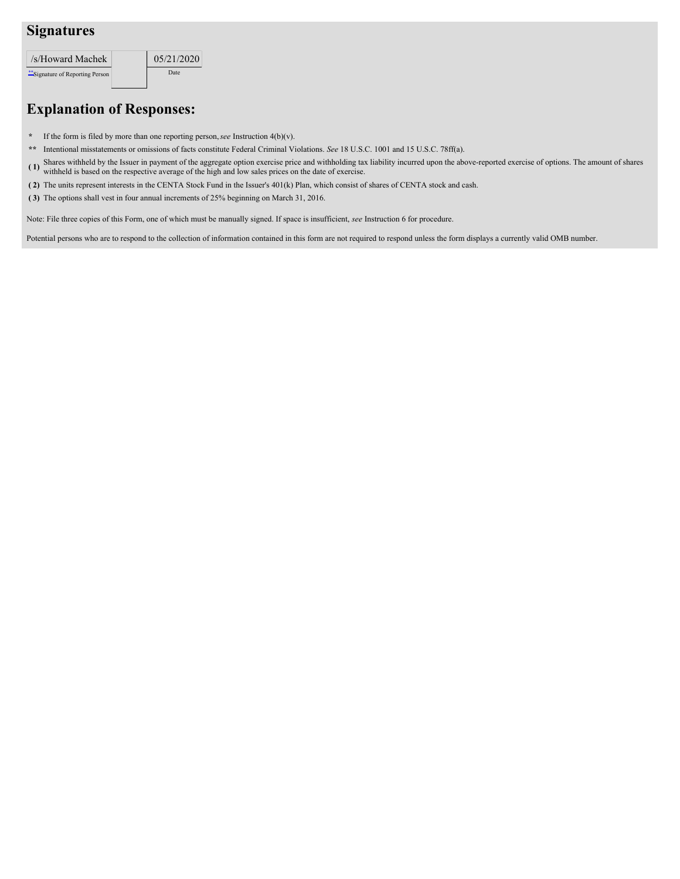## Signatures

| | | |
|---|---|---|
| /s/Howard Machek | | 05/21/2020 |
| ** Signature of Reporting Person | | Date |

## Explanation of Responses:

\* If the form is filed by more than one reporting person, *see* Instruction 4(b)(v).

** Intentional misstatements or omissions of facts constitute Federal Criminal Violations. *See* 18 U.S.C. 1001 and 15 U.S.C. 78ff(a).

( 1) Shares withheld by the Issuer in payment of the aggregate option exercise price and withholding tax liability incurred upon the above-reported exercise of options. The amount of shares withheld is based on the respective average of the high and low sales prices on the date of exercise.

( 2) The units represent interests in the CENTA Stock Fund in the Issuer's 401(k) Plan, which consist of shares of CENTA stock and cash.

( 3) The options shall vest in four annual increments of 25% beginning on March 31, 2016.

Note: File three copies of this Form, one of which must be manually signed. If space is insufficient, *see* Instruction 6 for procedure.

Potential persons who are to respond to the collection of information contained in this form are not required to respond unless the form displays a currently valid OMB number.